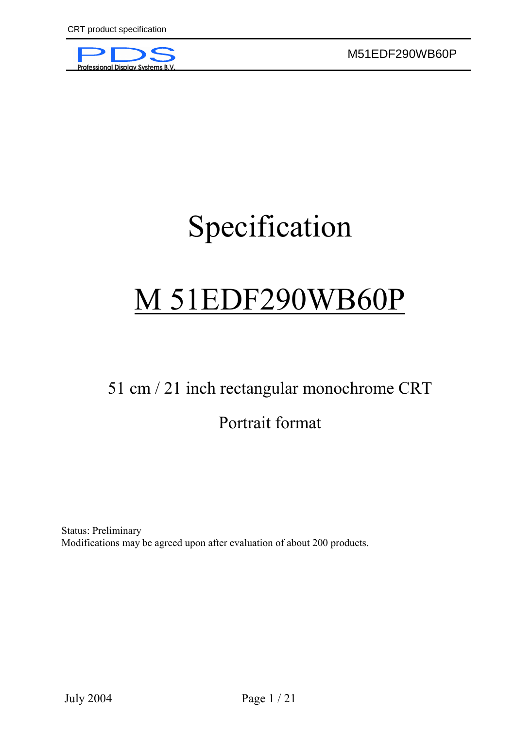# Specification

# M 51EDF290WB60P

51 cm / 21 inch rectangular monochrome CRT

Portrait format

Status: Preliminary
Modifications may be agreed upon after evaluation of about 200 products.

July 2004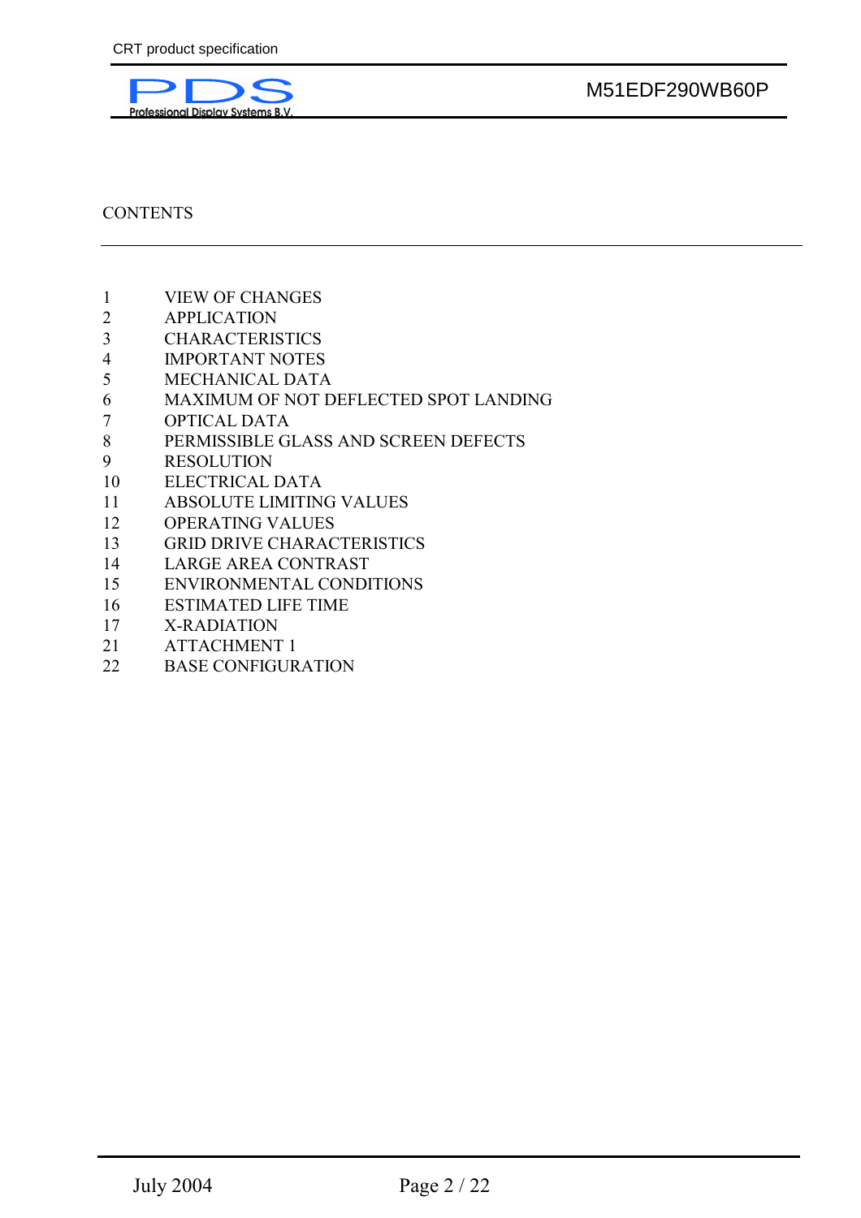CONTENTS

| | |
|---|---|
| 1 | VIEW OF CHANGES |
| 2 | APPLICATION |
| 3 | CHARACTERISTICS |
| 4 | IMPORTANT NOTES |
| 5 | MECHANICAL DATA |
| 6 | MAXIMUM OF NOT DEFLECTED SPOT LANDING |
| 7 | OPTICAL DATA |
| 8 | PERMISSIBLE GLASS AND SCREEN DEFECTS |
| 9 | RESOLUTION |
| 10 | ELECTRICAL DATA |
| 11 | ABSOLUTE LIMITING VALUES |
| 12 | OPERATING VALUES |
| 13 | GRID DRIVE CHARACTERISTICS |
| 14 | LARGE AREA CONTRAST |
| 15 | ENVIRONMENTAL CONDITIONS |
| 16 | ESTIMATED LIFE TIME |
| 17 | X-RADIATION |
| 21 | ATTACHMENT 1 |
| 22 | BASE CONFIGURATION |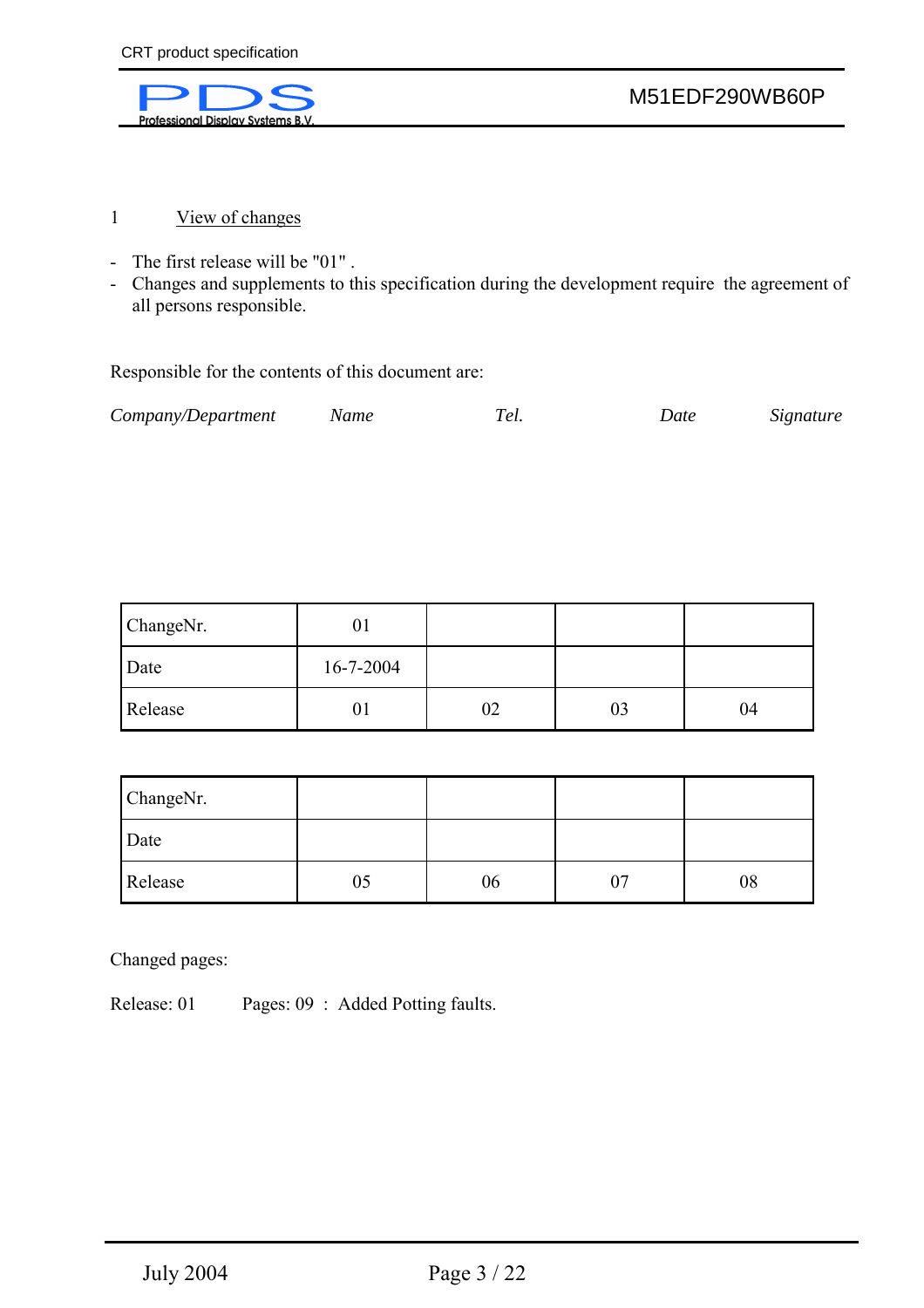# 1 View of changes

- The first release will be "01" .
- Changes and supplements to this specification during the development require the agreement of all persons responsible.

Responsible for the contents of this document are:

| *Company/Department* | *Name* | *Tel.* | *Date* | *Signature* |
|---|---|---|---|---|

| ChangeNr. | 01 | | | |
|---|---|---|---|---|
| Date | 16-7-2004 | | | |
| Release | 01 | 02 | 03 | 04 |

| ChangeNr. | | | | |
|---|---|---|---|---|
| Date | | | | |
| Release | 05 | 06 | 07 | 08 |

Changed pages:

Release: 01 Pages: 09 : Added Potting faults.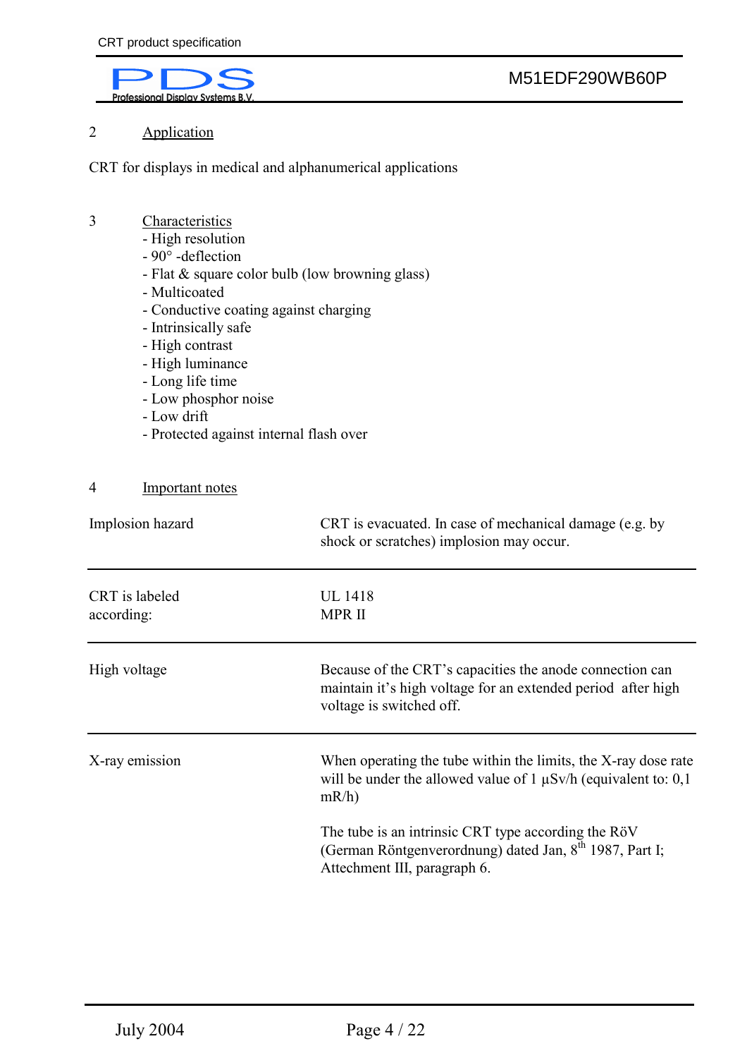## 2 Application

CRT for displays in medical and alphanumerical applications

## 3 Characteristics

- High resolution
- 90° -deflection
- Flat & square color bulb (low browning glass)
- Multicoated
- Conductive coating against charging
- Intrinsically safe
- High contrast
- High luminance
- Long life time
- Low phosphor noise
- Low drift
- Protected against internal flash over

## 4 Important notes

| | |
|---|---|
| Implosion hazard | CRT is evacuated. In case of mechanical damage (e.g. by shock or scratches) implosion may occur. |
| CRT is labeled according: | UL 1418<br>MPR II |
| High voltage | Because of the CRT's capacities the anode connection can maintain it's high voltage for an extended period after high voltage is switched off. |
| X-ray emission | When operating the tube within the limits, the X-ray dose rate will be under the allowed value of 1 µSv/h (equivalent to: 0,1 mR/h)<br><br>The tube is an intrinsic CRT type according the RöV (German Röntgenverordnung) dated Jan, 8th 1987, Part I; Attechment III, paragraph 6. |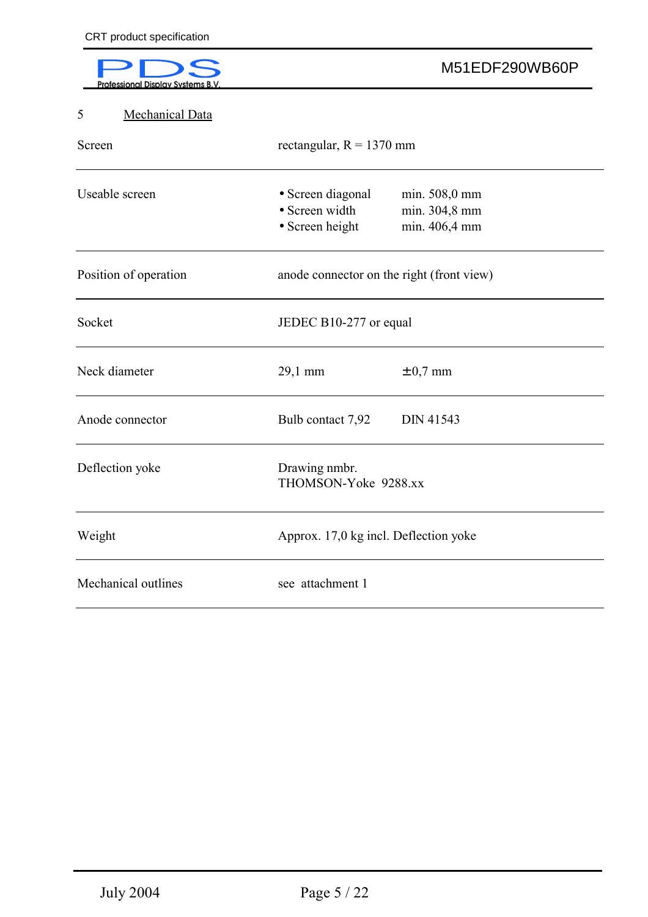## 5 Mechanical Data

| | | |
|---|---|---|
| Screen | rectangular, R = 1370 mm | |
| Useable screen | • Screen diagonal<br>• Screen width<br>• Screen height | min. 508,0 mm<br>min. 304,8 mm<br>min. 406,4 mm |
| Position of operation | anode connector on the right (front view) | |
| Socket | JEDEC B10-277 or equal | |
| Neck diameter | 29,1 mm | ±0,7 mm |
| Anode connector | Bulb contact 7,92 | DIN 41543 |
| Deflection yoke | Drawing nmbr.<br>THOMSON-Yoke 9288.xx | |
| Weight | Approx. 17,0 kg incl. Deflection yoke | |
| Mechanical outlines | see attachment 1 | |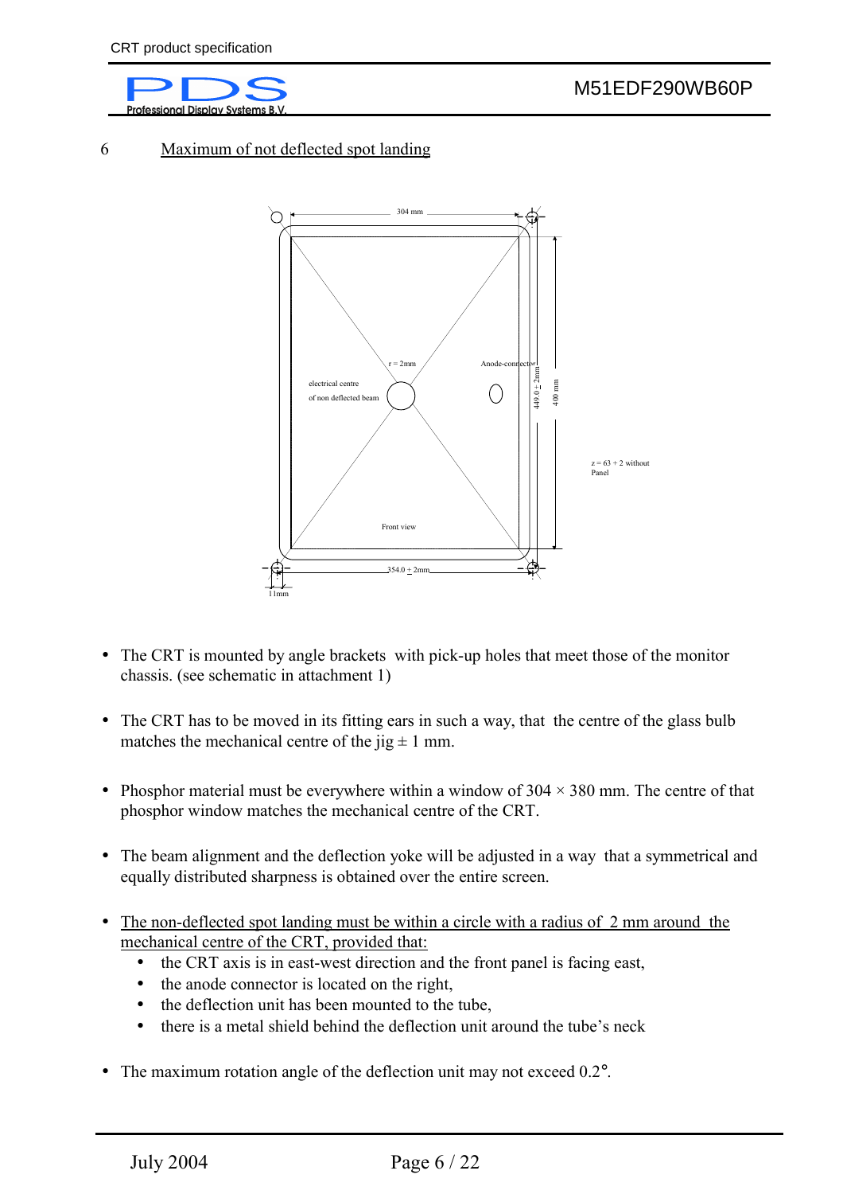## 6 Maximum of not deflected spot landing

304 mm

r = 2mm

Anode-connector

electrical centre of non deflected beam

449.0 ± 2mm

400 mm

z = 63 + 2 without Panel

Front view

354.0 ± 2mm

11mm

- The CRT is mounted by angle brackets with pick-up holes that meet those of the monitor chassis. (see schematic in attachment 1)
- The CRT has to be moved in its fitting ears in such a way, that the centre of the glass bulb matches the mechanical centre of the jig ± 1 mm.
- Phosphor material must be everywhere within a window of 304 × 380 mm. The centre of that phosphor window matches the mechanical centre of the CRT.
- The beam alignment and the deflection yoke will be adjusted in a way that a symmetrical and equally distributed sharpness is obtained over the entire screen.
- The non-deflected spot landing must be within a circle with a radius of 2 mm around the mechanical centre of the CRT, provided that:
  - the CRT axis is in east-west direction and the front panel is facing east,
  - the anode connector is located on the right,
  - the deflection unit has been mounted to the tube,
  - there is a metal shield behind the deflection unit around the tube's neck
- The maximum rotation angle of the deflection unit may not exceed 0.2°.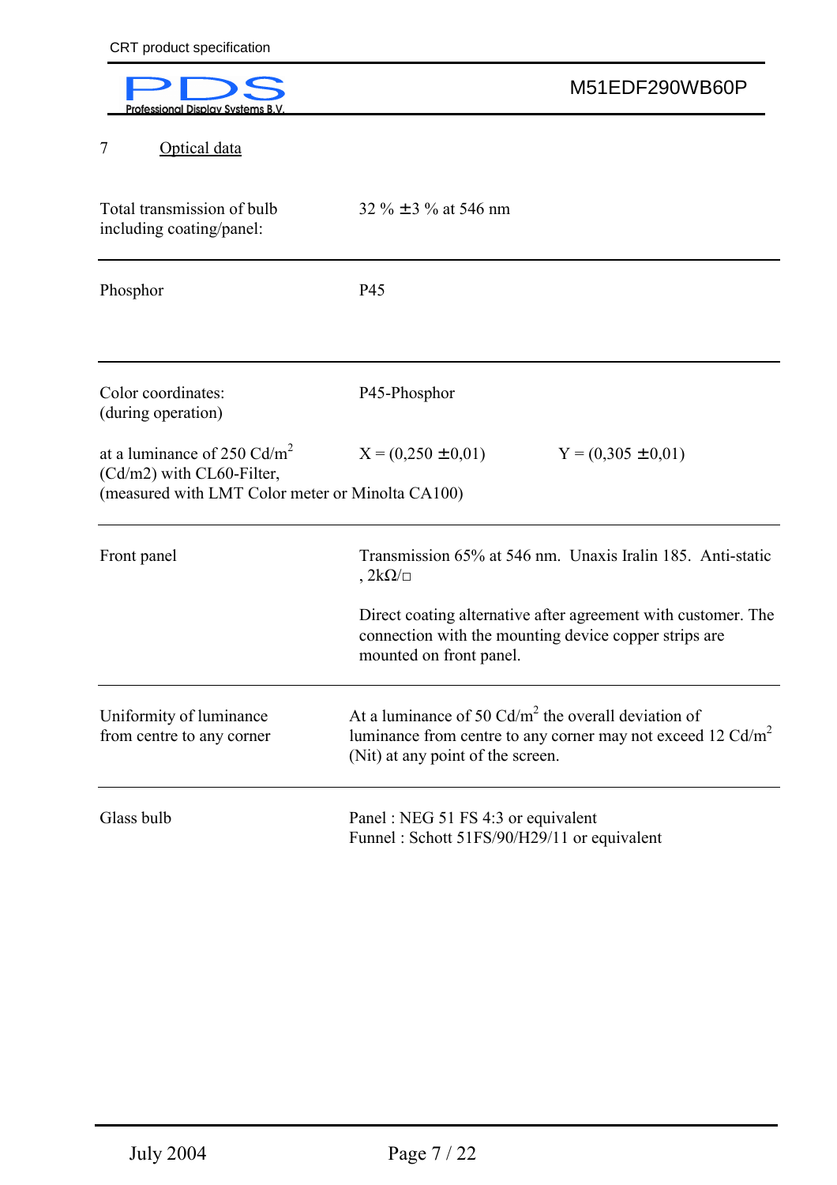## 7 Optical data

| | | |
|---|---|---|
| Total transmission of bulb including coating/panel: | 32 % ±3 % at 546 nm | |
| Phosphor | P45 | |
| Color coordinates: (during operation) | P45-Phosphor | |
| at a luminance of 250 Cd/m$^2$ (Cd/m2) with CL60-Filter, (measured with LMT Color meter or Minolta CA100) | X = (0,250 ±0,01) | Y = (0,305 ±0,01) |
| Front panel | Transmission 65% at 546 nm. Unaxis Iralin 185. Anti-static , 2kΩ/□<br><br>Direct coating alternative after agreement with customer. The connection with the mounting device copper strips are mounted on front panel. | |
| Uniformity of luminance from centre to any corner | At a luminance of 50 Cd/m$^2$ the overall deviation of luminance from centre to any corner may not exceed 12 Cd/m$^2$ (Nit) at any point of the screen. | |
| Glass bulb | Panel : NEG 51 FS 4:3 or equivalent<br>Funnel : Schott 51FS/90/H29/11 or equivalent | |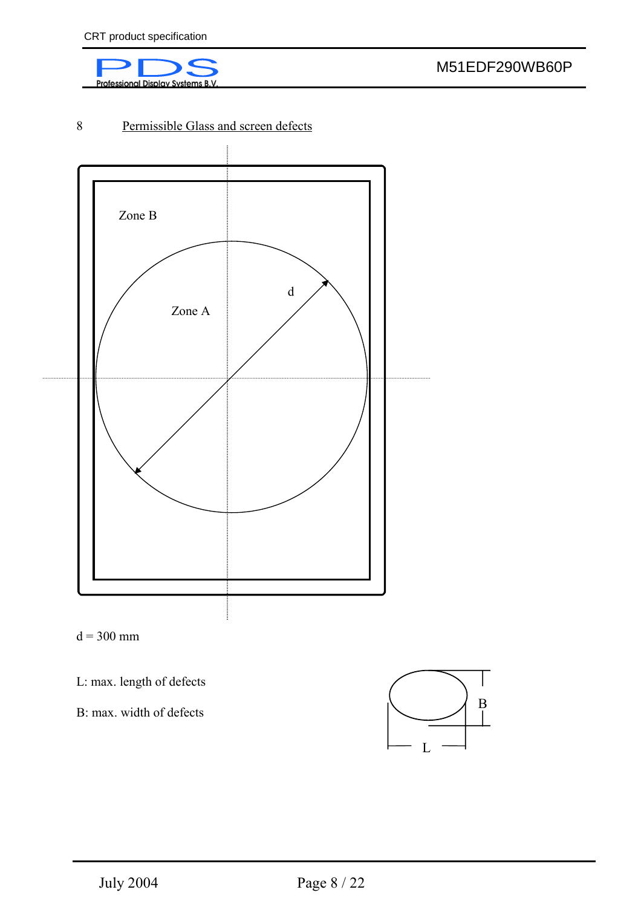## 8 Permissible Glass and screen defects

Zone B

Zone A

d

d = 300 mm

L: max. length of defects

B: max. width of defects

B

L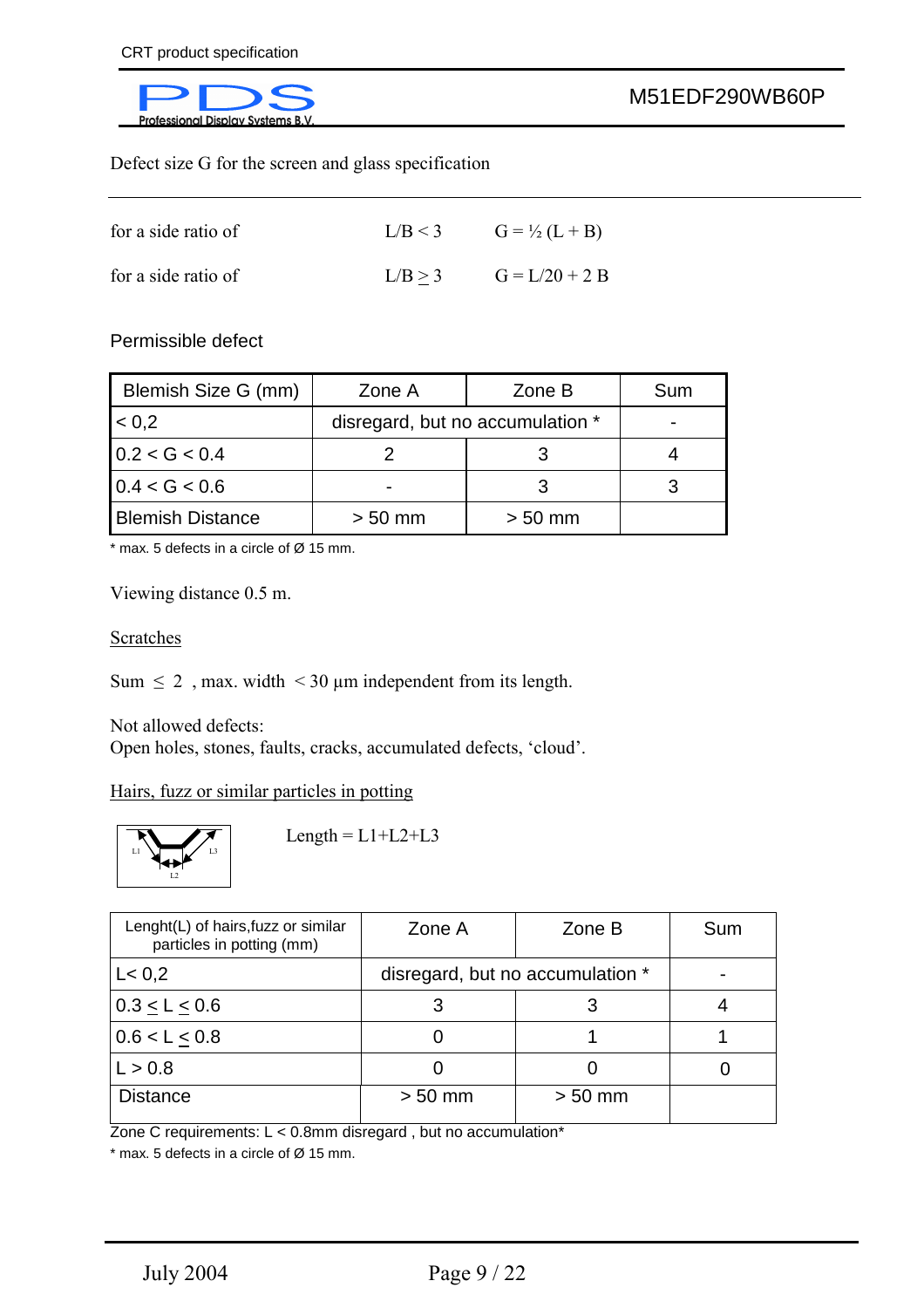Defect size G for the screen and glass specification

| | | |
|---|---|---|
| for a side ratio of | $L/B < 3$ | $G = \frac{1}{2}(L + B)$ |
| for a side ratio of | $L/B \geq 3$ | $G = L/20 + 2B$ |

Permissible defect

| Blemish Size G (mm) | Zone A | Zone B | Sum |
|---|---|---|---|
| < 0,2 | disregard, but no accumulation * | | - |
| 0.2 < G < 0.4 | 2 | 3 | 4 |
| 0.4 < G < 0.6 | - | 3 | 3 |
| Blemish Distance | > 50 mm | > 50 mm | |

\* max. 5 defects in a circle of Ø 15 mm.

Viewing distance 0.5 m.

<u>Scratches</u>

Sum $\leq$ 2 , max. width < 30 μm independent from its length.

Not allowed defects:
Open holes, stones, faults, cracks, accumulated defects, 'cloud'.

<u>Hairs, fuzz or similar particles in potting</u>

Length = L1+L2+L3

| Lenght(L) of hairs,fuzz or similar particles in potting (mm) | Zone A | Zone B | Sum |
|---|---|---|---|
| L< 0,2 | disregard, but no accumulation * | | - |
| $0.3 \leq L \leq 0.6$ | 3 | 3 | 4 |
| $0.6 < L \leq 0.8$ | 0 | 1 | 1 |
| L > 0.8 | 0 | 0 | 0 |
| Distance | > 50 mm | > 50 mm | |

Zone C requirements: L < 0.8mm disregard , but no accumulation*

\* max. 5 defects in a circle of Ø 15 mm.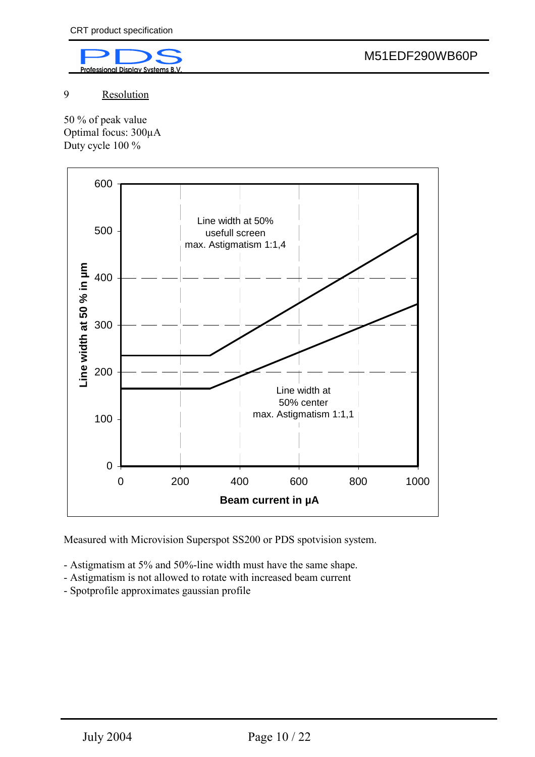## 9 Resolution

50 % of peak value
Optimal focus: 300µA
Duty cycle 100 %

Measured with Microvision Superspot SS200 or PDS spotvision system.

- Astigmatism at 5% and 50%-line width must have the same shape.
- Astigmatism is not allowed to rotate with increased beam current
- Spotprofile approximates gaussian profile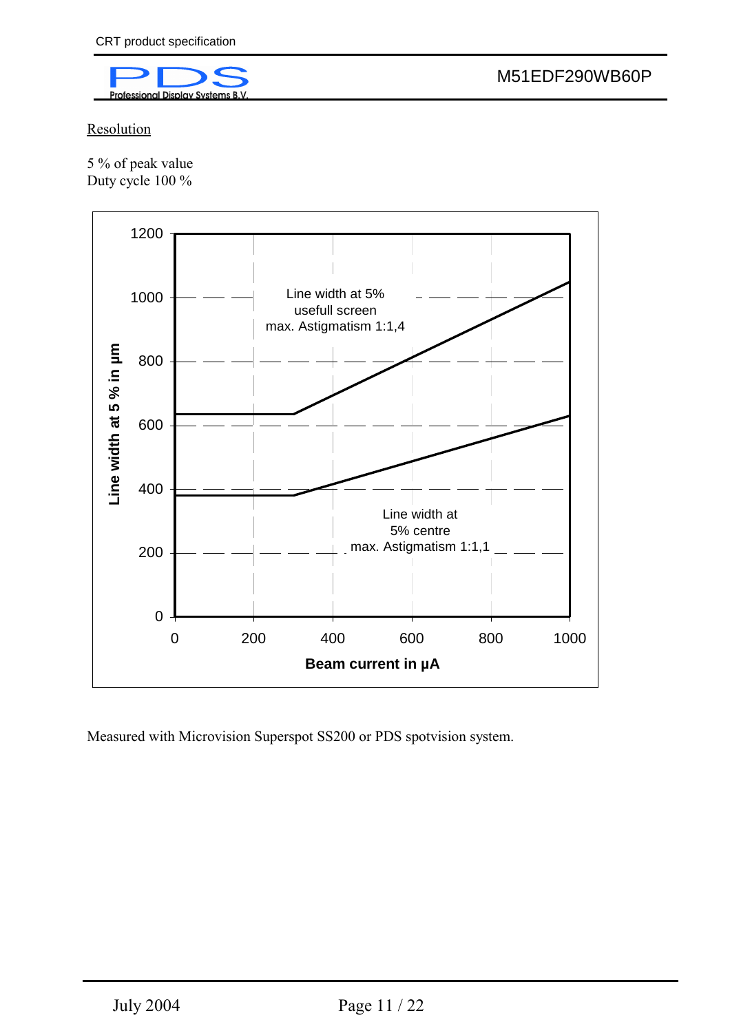Resolution

5 % of peak value
Duty cycle 100 %

Measured with Microvision Superspot SS200 or PDS spotvision system.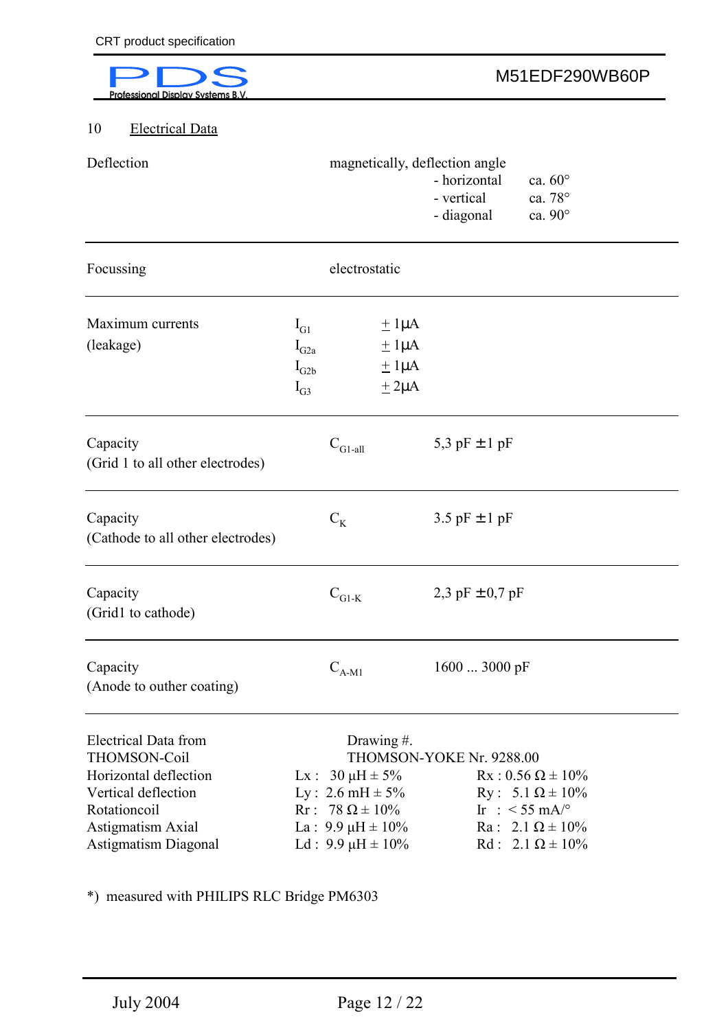## 10 Electrical Data

| | | |
|---|---|---|
| Deflection | magnetically, deflection angle<br>- horizontal ca. 60°<br>- vertical ca. 78°<br>- diagonal ca. 90° | |
| Focussing | electrostatic | |
| Maximum currents (leakage) | $I_{G1}$<br>$I_{G2a}$<br>$I_{G2b}$<br>$I_{G3}$ | $\pm$ 1µA<br>$\pm$ 1µA<br>$\pm$ 1µA<br>$\pm$ 2µA |
| Capacity (Grid 1 to all other electrodes) | $C_{G1\text{-}all}$ | 5,3 pF ± 1 pF |
| Capacity (Cathode to all other electrodes) | $C_K$ | 3.5 pF ± 1 pF |
| Capacity (Grid1 to cathode) | $C_{G1\text{-}K}$ | 2,3 pF ± 0,7 pF |
| Capacity (Anode to outher coating) | $C_{A\text{-}M1}$ | 1600 ... 3000 pF |

| Electrical Data from THOMSON-Coil | Drawing #. THOMSON-YOKE Nr. 9288.00 | |
|---|---|---|
| Horizontal deflection | Lx : 30 µH ± 5% | Rx : 0.56 Ω ± 10% |
| Vertical deflection | Ly : 2.6 mH ± 5% | Ry : 5.1 Ω ± 10% |
| Rotationcoil | Rr : 78 Ω ± 10% | Ir : < 55 mA/° |
| Astigmatism Axial | La : 9.9 µH ± 10% | Ra : 2.1 Ω ± 10% |
| Astigmatism Diagonal | Ld : 9.9 µH ± 10% | Rd : 2.1 Ω ± 10% |

*) measured with PHILIPS RLC Bridge PM6303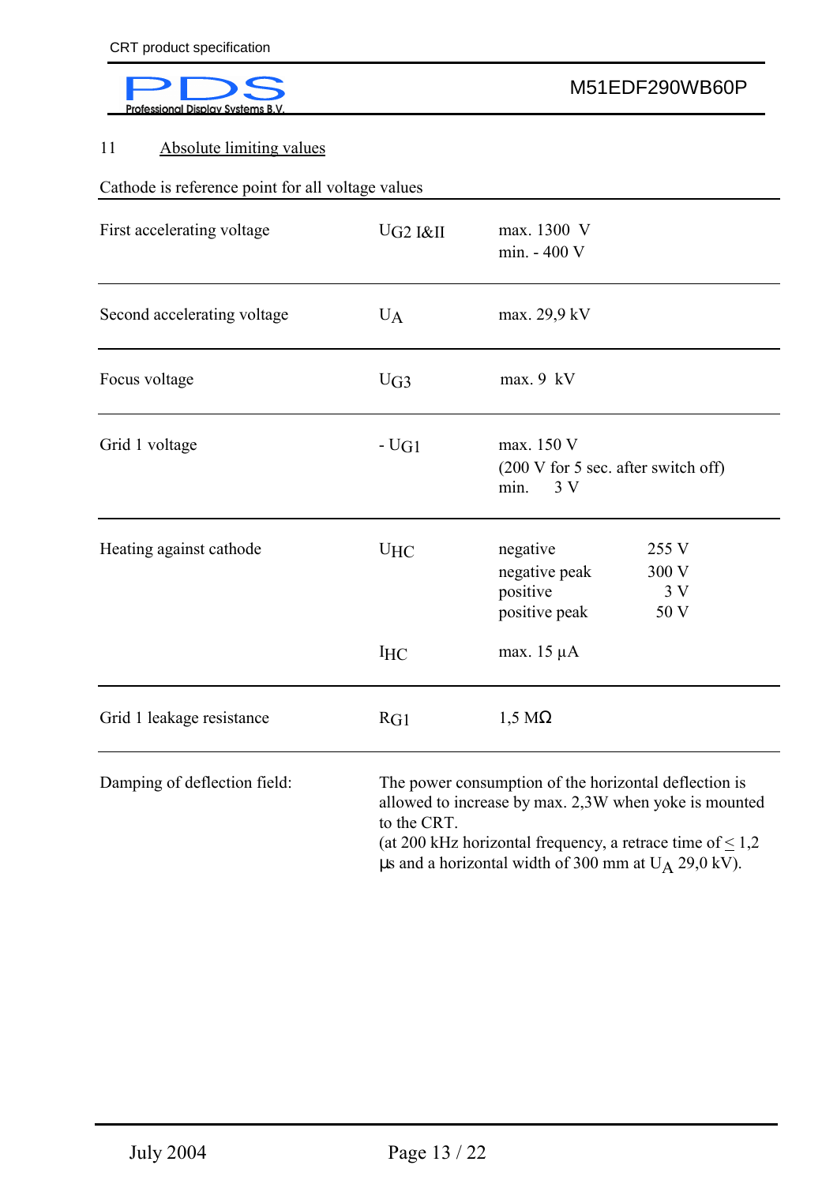## 11 Absolute limiting values

Cathode is reference point for all voltage values

| | | | |
|---|---|---|---|
| First accelerating voltage | $U_{G2}$ I&II | max. 1300 V<br>min. - 400 V | |
| Second accelerating voltage | $U_A$ | max. 29,9 kV | |
| Focus voltage | $U_{G3}$ | max. 9 kV | |
| Grid 1 voltage | - $U_{G1}$ | max. 150 V<br>(200 V for 5 sec. after switch off)<br>min. 3 V | |
| Heating against cathode | $U_{HC}$ | negative<br>negative peak<br>positive<br>positive peak | 255 V<br>300 V<br>3 V<br>50 V |
| | $I_{HC}$ | max. 15 µA | |
| Grid 1 leakage resistance | $R_{G1}$ | 1,5 MΩ | |
| Damping of deflection field: | The power consumption of the horizontal deflection is allowed to increase by max. 2,3W when yoke is mounted to the CRT.<br>(at 200 kHz horizontal frequency, a retrace time of ≤ 1,2 µs and a horizontal width of 300 mm at $U_A$ 29,0 kV). | | |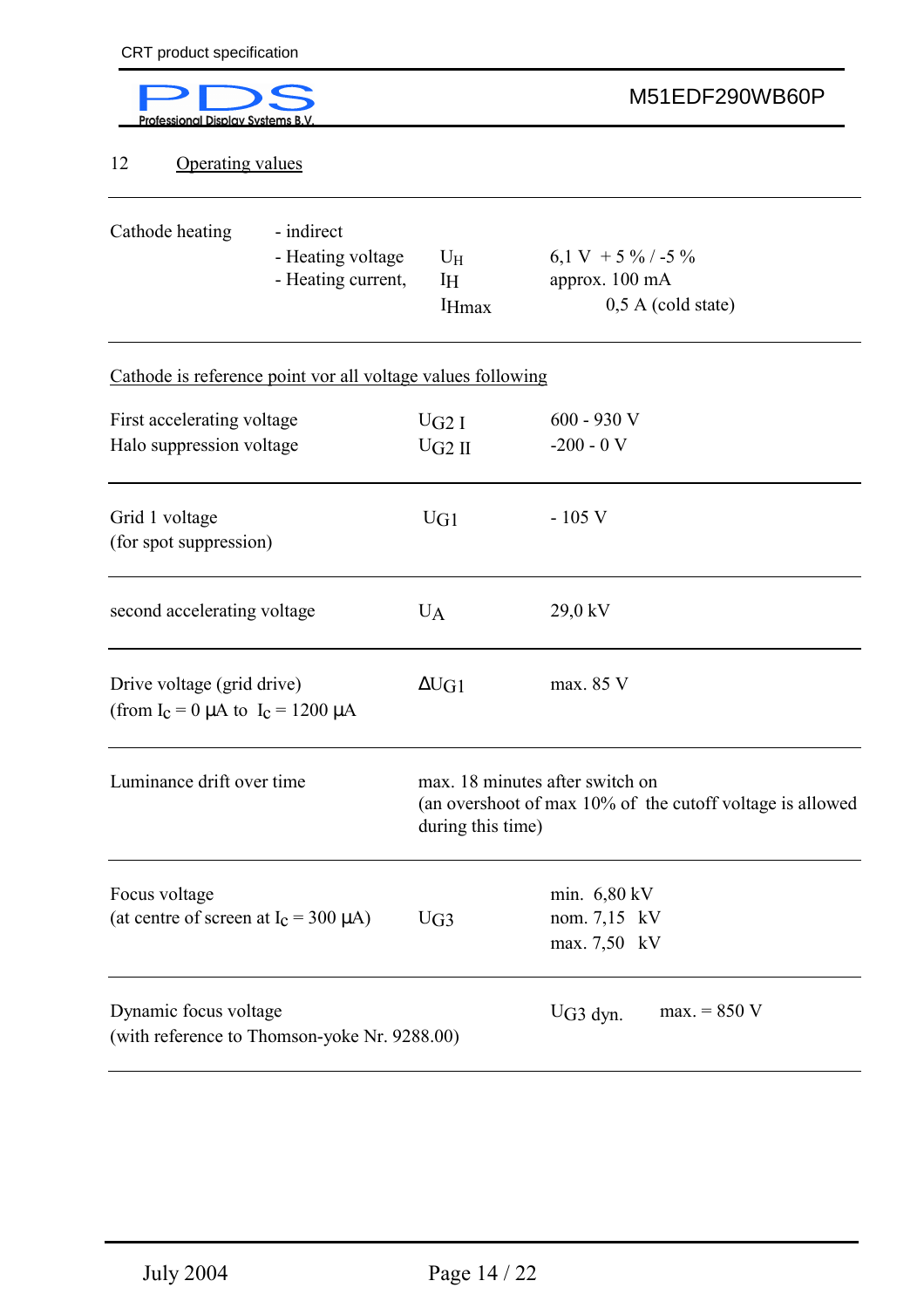## 12 Operating values

| | | | |
|---|---|---|---|
| Cathode heating | - indirect | | |
| | - Heating voltage | $U_H$ | 6,1 V + 5 % / -5 % |
| | - Heating current, | $I_H$ | approx. 100 mA |
| | | $I_{Hmax}$ | 0,5 A (cold state) |

Cathode is reference point vor all voltage values following

| | | |
|---|---|---|
| First accelerating voltage | $U_{G2\ I}$ | 600 - 930 V |
| Halo suppression voltage | $U_{G2\ II}$ | -200 - 0 V |
| Grid 1 voltage (for spot suppression) | $U_{G1}$ | - 105 V |
| second accelerating voltage | $U_A$ | 29,0 kV |
| Drive voltage (grid drive) (from $I_c$ = 0 µA to $I_c$ = 1200 µA | $\Delta U_{G1}$ | max. 85 V |
| Luminance drift over time | max. 18 minutes after switch on (an overshoot of max 10% of the cutoff voltage is allowed during this time) | |
| Focus voltage (at centre of screen at $I_c$ = 300 µA) | $U_{G3}$ | min. 6,80 kV<br>nom. 7,15 kV<br>max. 7,50 kV |
| Dynamic focus voltage (with reference to Thomson-yoke Nr. 9288.00) | $U_{G3}$ dyn. | max. = 850 V |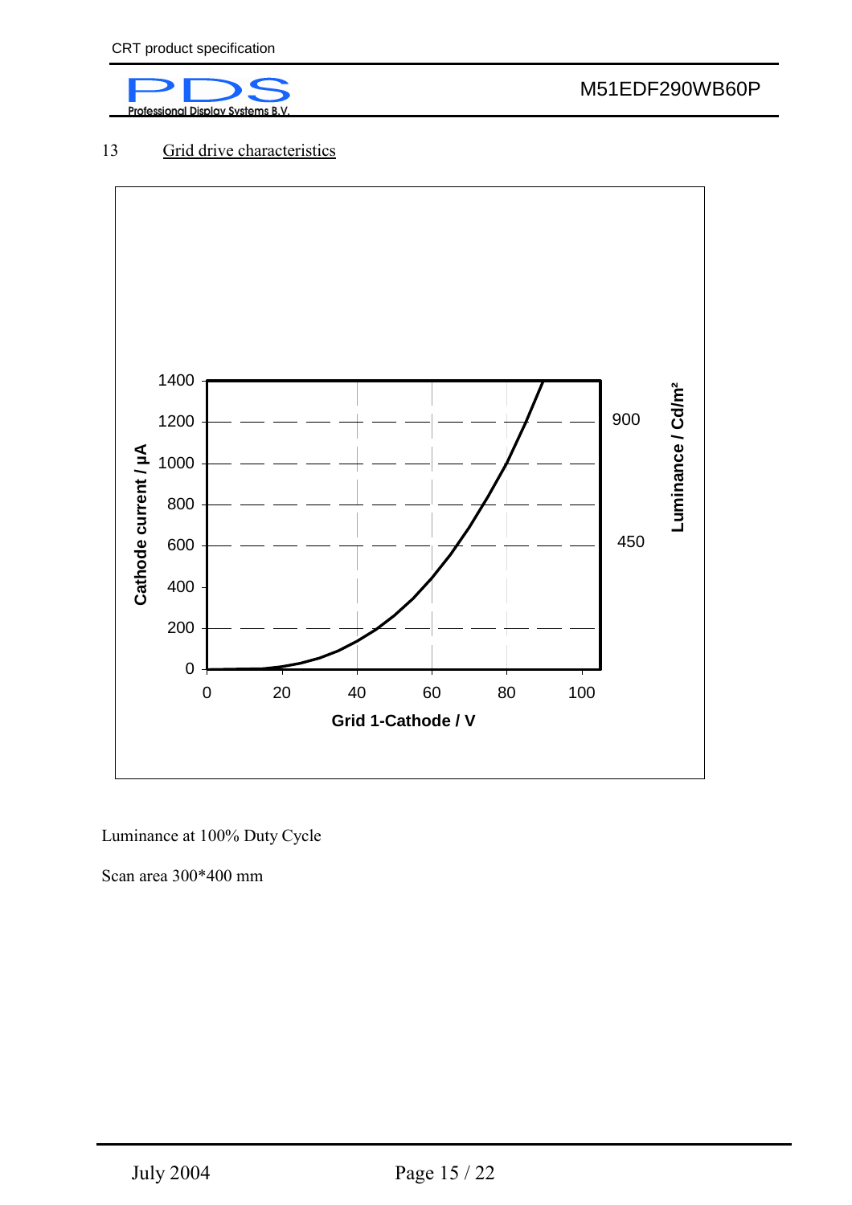## 13 Grid drive characteristics

Luminance at 100% Duty Cycle

Scan area 300*400 mm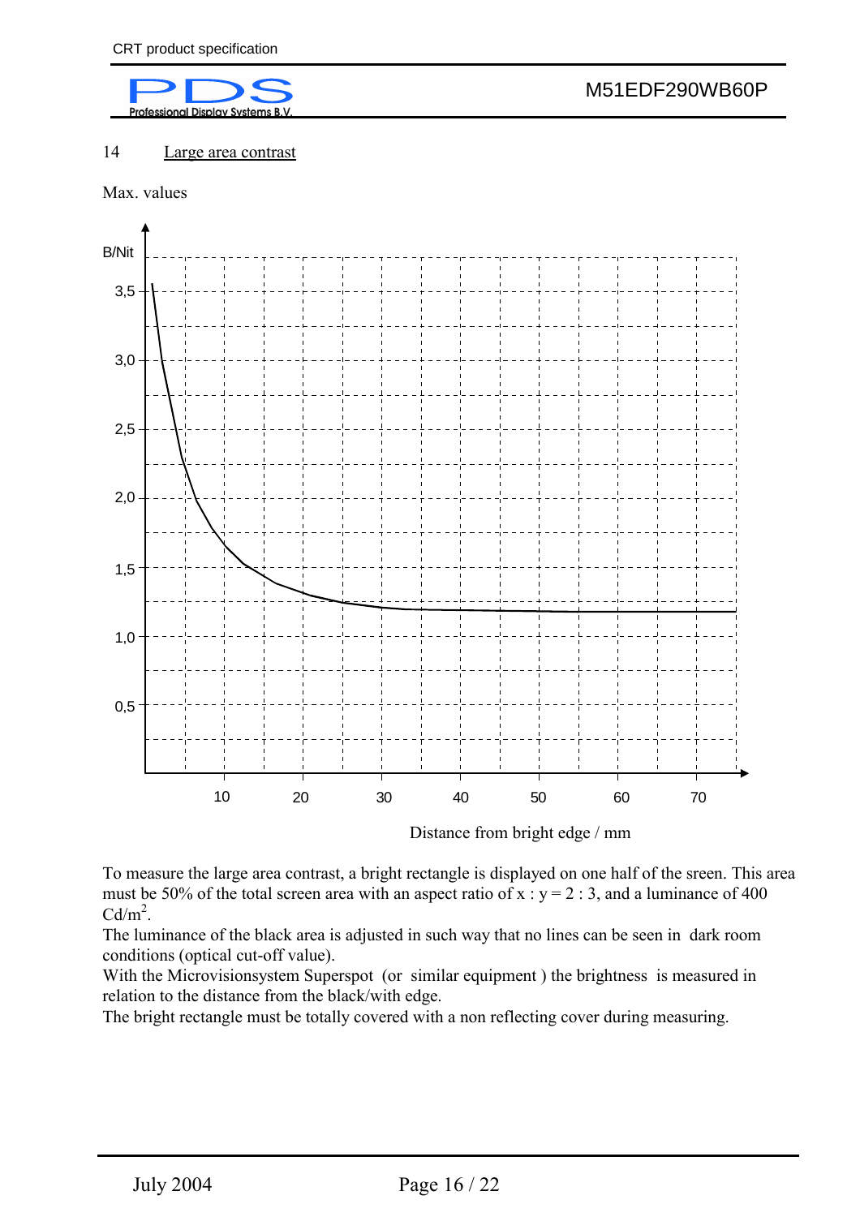## 14 Large area contrast

Max. values

B/Nit

3,5
3,0
2,5
2,0
1,5
1,0
0,5

10 20 30 40 50 60 70

Distance from bright edge / mm

To measure the large area contrast, a bright rectangle is displayed on one half of the sreen. This area must be 50% of the total screen area with an aspect ratio of x : y = 2 : 3, and a luminance of 400 Cd/m$^2$.
The luminance of the black area is adjusted in such way that no lines can be seen in dark room conditions (optical cut-off value).
With the Microvisionsystem Superspot (or similar equipment ) the brightness is measured in relation to the distance from the black/with edge.
The bright rectangle must be totally covered with a non reflecting cover during measuring.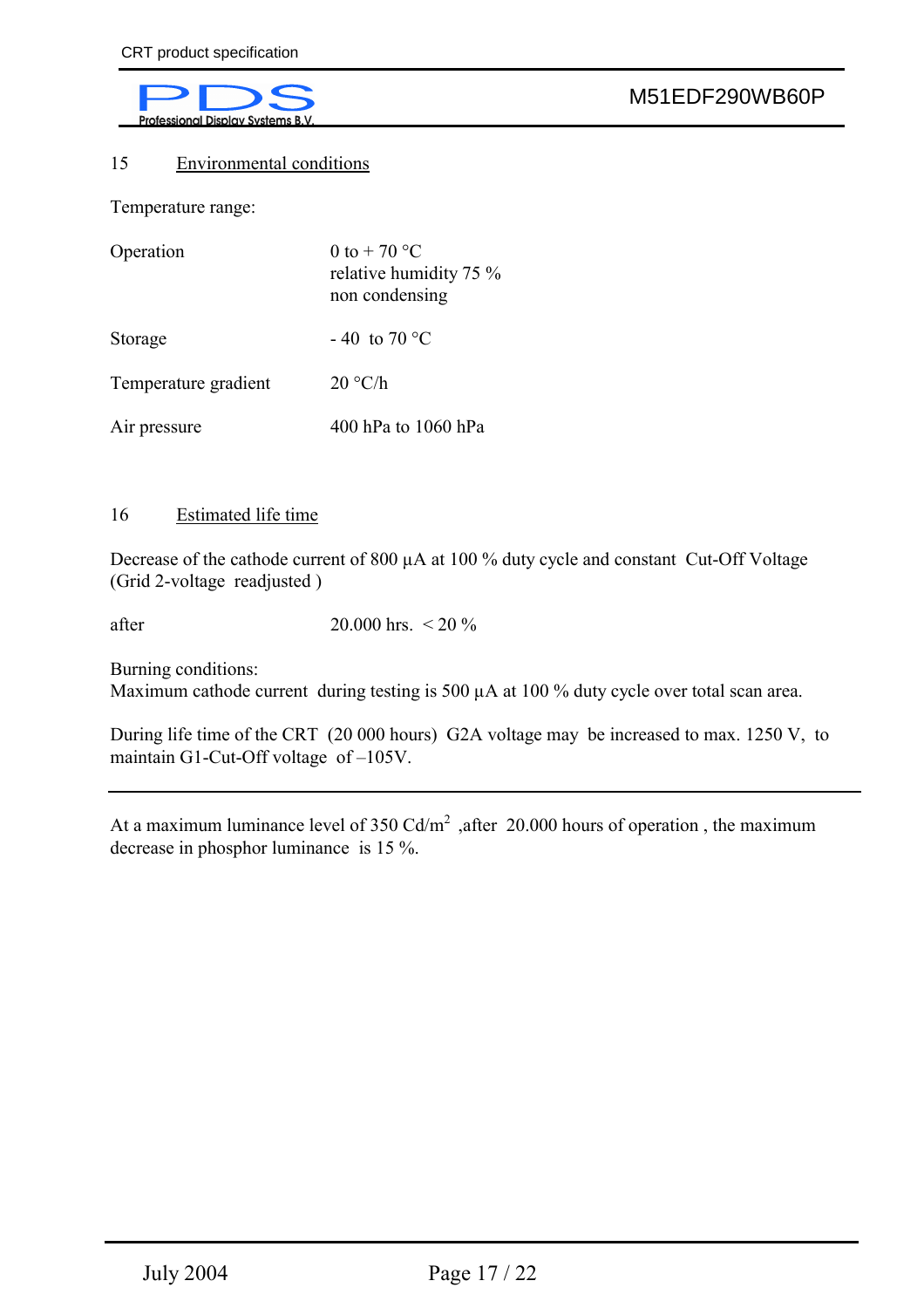## 15 Environmental conditions

Temperature range:

| | |
|---|---|
| Operation | 0 to + 70 °C<br>relative humidity 75 %<br>non condensing |
| Storage | - 40 to 70 °C |
| Temperature gradient | 20 °C/h |
| Air pressure | 400 hPa to 1060 hPa |

## 16 Estimated life time

Decrease of the cathode current of 800 µA at 100 % duty cycle and constant Cut-Off Voltage (Grid 2-voltage readjusted )

| | |
|---|---|
| after | 20.000 hrs. < 20 % |

Burning conditions:
Maximum cathode current during testing is 500 µA at 100 % duty cycle over total scan area.

During life time of the CRT (20 000 hours) G2A voltage may be increased to max. 1250 V, to maintain G1-Cut-Off voltage of –105V.

---

At a maximum luminance level of 350 Cd/$m^2$ ,after 20.000 hours of operation , the maximum decrease in phosphor luminance is 15 %.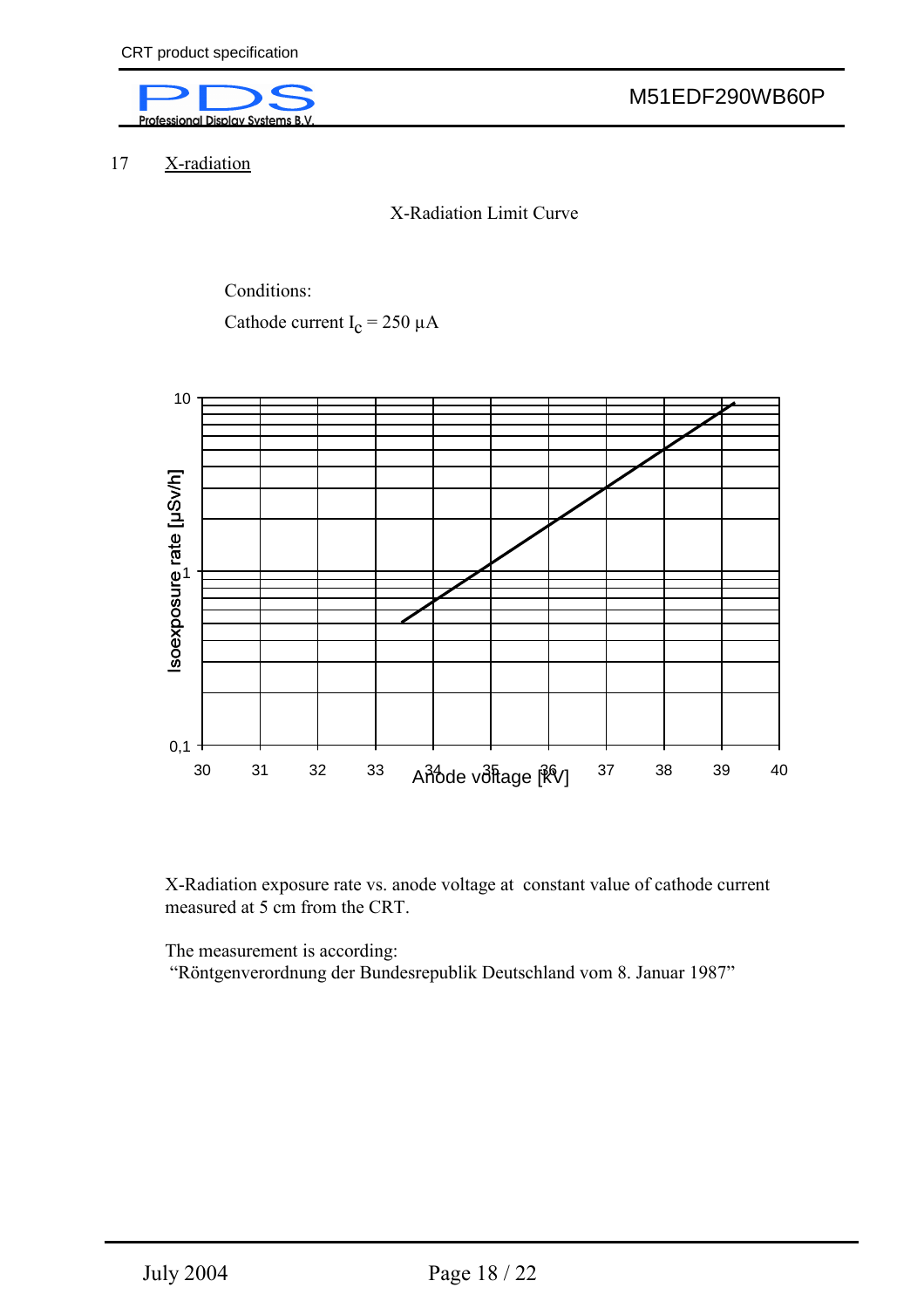## 17 X-radiation

X-Radiation Limit Curve

Conditions:

Cathode current $I_c$ = 250 µA

Isoexposure rate [µSv/h]

10

1

0,1

30 31 32 33 34 35 36 37 38 39 40

Anode voltage [kV]

X-Radiation exposure rate vs. anode voltage at constant value of cathode current measured at 5 cm from the CRT.

The measurement is according:
"Röntgenverordnung der Bundesrepublik Deutschland vom 8. Januar 1987"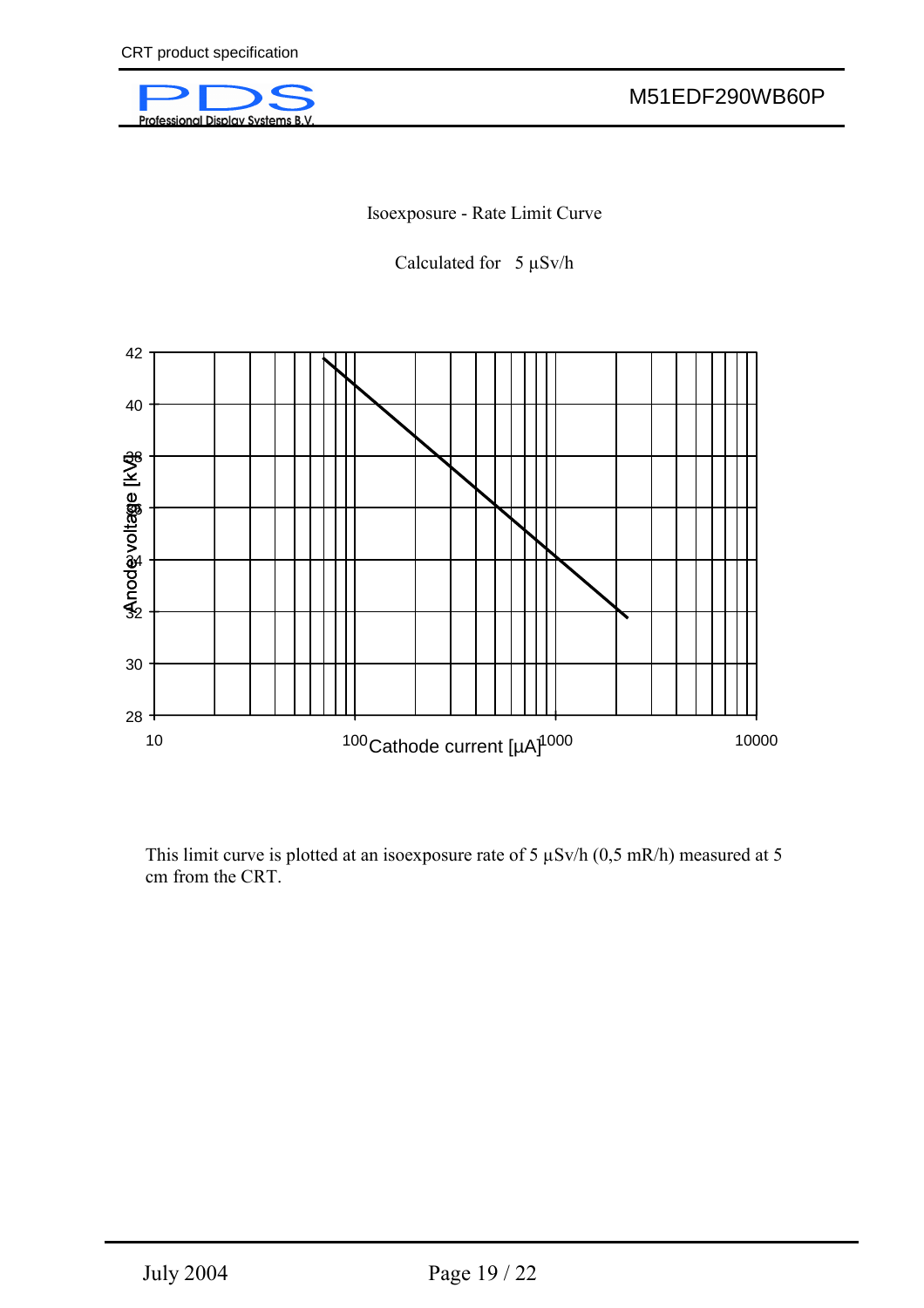Isoexposure - Rate Limit Curve

Calculated for 5 µSv/h

This limit curve is plotted at an isoexposure rate of 5 µSv/h (0,5 mR/h) measured at 5 cm from the CRT.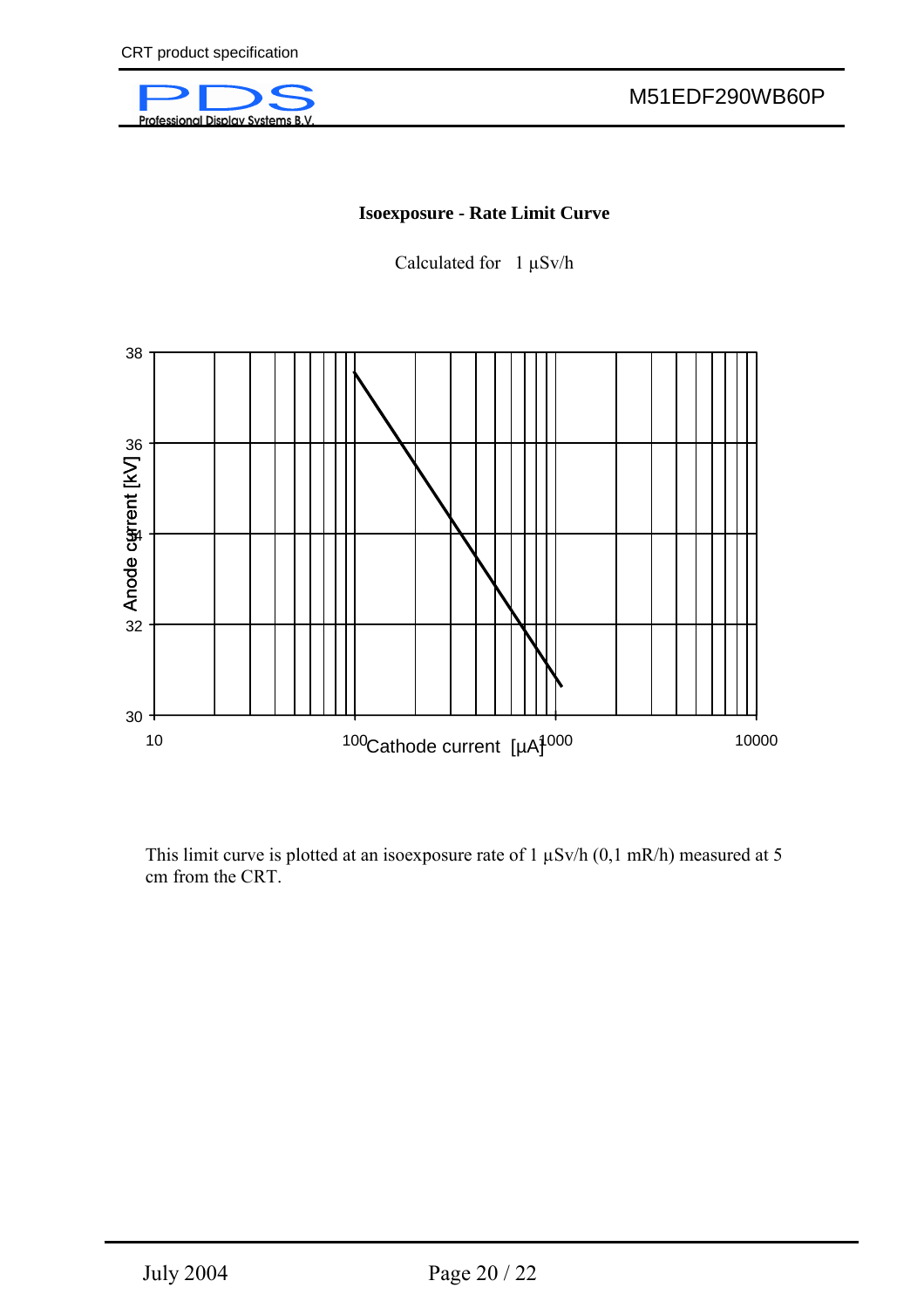## Isoexposure - Rate Limit Curve

Calculated for 1 μSv/h

This limit curve is plotted at an isoexposure rate of 1 μSv/h (0,1 mR/h) measured at 5 cm from the CRT.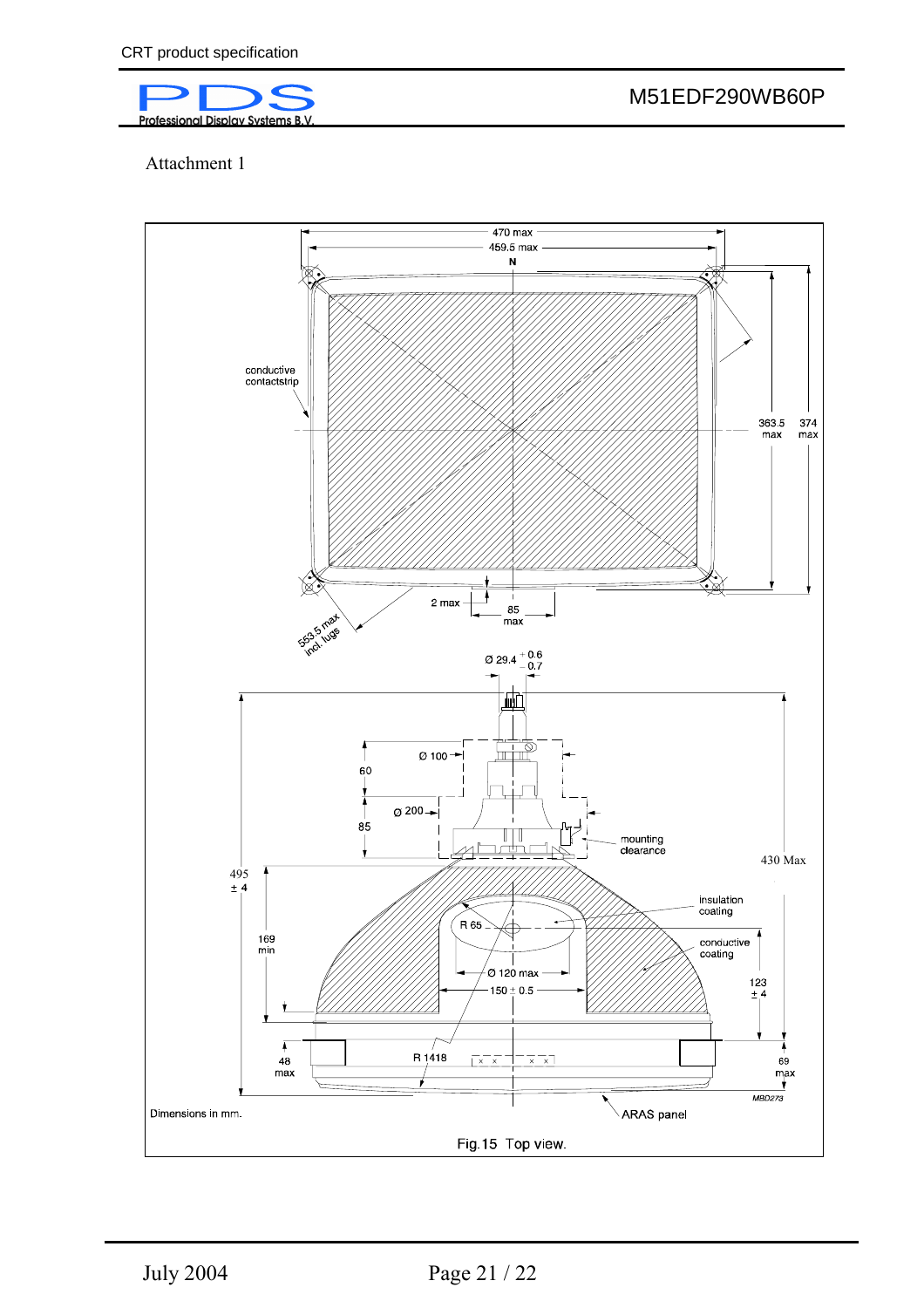Attachment 1

470 max

459.5 max

N

conductive contactstrip

363.5 max

374 max

2 max

85 max

553.5 max incl. lugs

Ø 29.4 $^{+0.6}_{-0.7}$

Ø 100

60

Ø 200

85

mounting clearance

430 Max

495 ± 4

169 min

R 65

insulation coating

conductive coating

Ø 120 max

150 ± 0.5

123 ± 4

48 max

R 1418

69 max

MBD273

Dimensions in mm.

ARAS panel

Fig.15 Top view.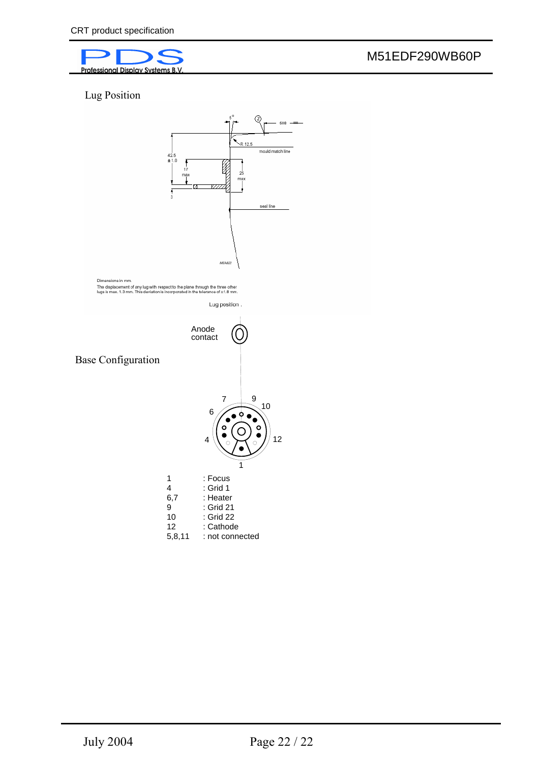## Lug Position

5°

2

608

R 12.5

mould match line

42.5
± 1.0

17
max

25
max

3

seal line

MEA822

Dimensions in mm.
The displacement of any lug with respect to the plane through the three other lugs is max. 1.3 mm. This deviation is incorporated in the tolerance of ±1.8 mm.

Lug position .

## Base Configuration

Anode
contact

7
9
10
6
4
12
1

| | |
|---|---|
| 1 | : Focus |
| 4 | : Grid 1 |
| 6,7 | : Heater |
| 9 | : Grid 21 |
| 10 | : Grid 22 |
| 12 | : Cathode |
| 5,8,11 | : not connected |